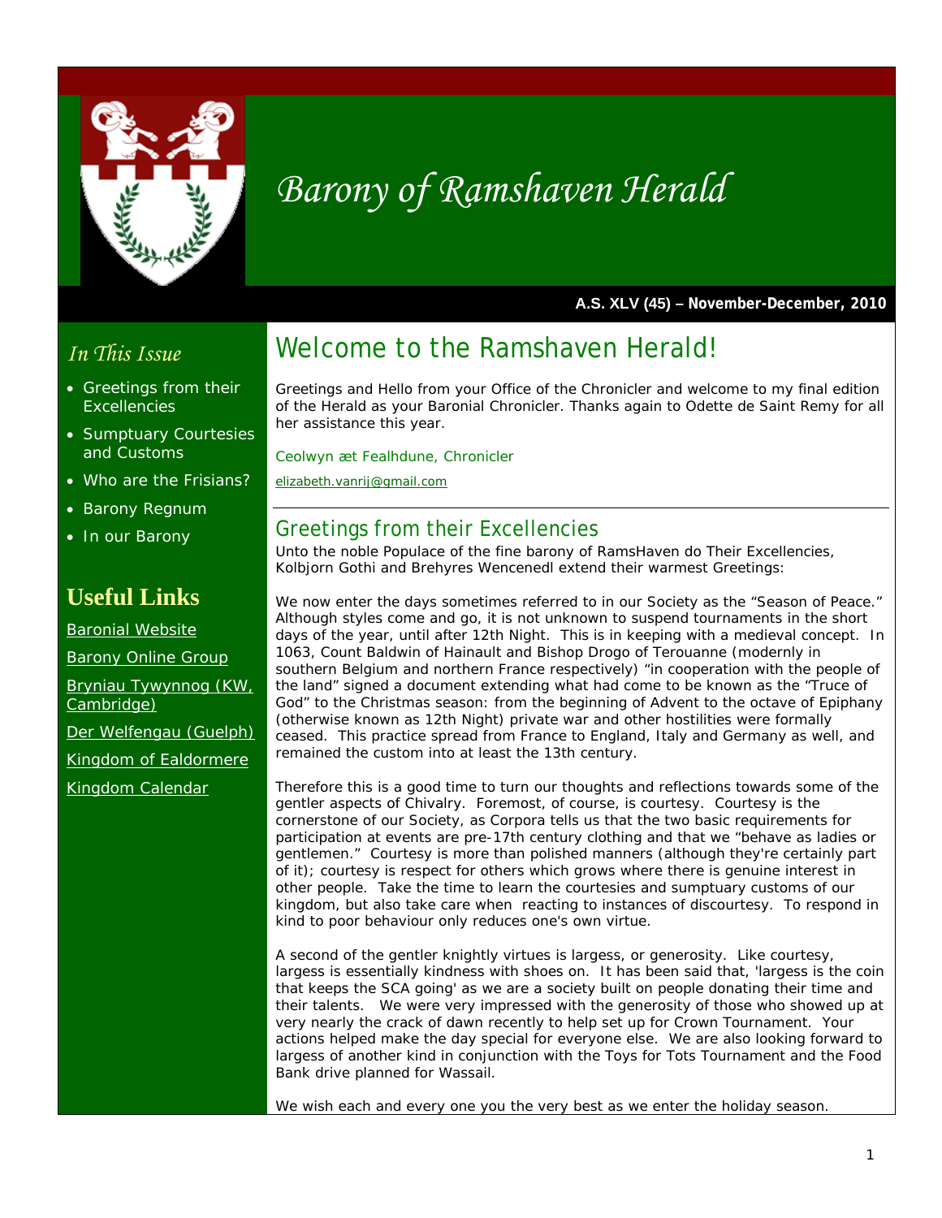# *Barony of Ramshaven Herald*

**A.S. XLV (45) – November-December, 2010**

## *In This Issue*

- Greetings from their Excellencies
- Sumptuary Courtesies and Customs
- Who are the Frisians?
- Barony Regnum
- In our Barony

## Useful Links

Baronial Website

Barony Online Group

Bryniau Tywynnog (KW, Cambridge)

Der Welfengau (Guelph)

Kingdom of Ealdormere

Kingdom Calendar

# Welcome to the Ramshaven Herald!

Greetings and Hello from your Office of the Chronicler and welcome to my final edition of the Herald as your Baronial Chronicler. Thanks again to Odette de Saint Remy for all her assistance this year.

Ceolwyn æt Fealhdune, Chronicler

elizabeth.vanrij@gmail.com

## Greetings from their Excellencies

Unto the noble Populace of the fine barony of RamsHaven do Their Excellencies, Kolbjorn Gothi and Brehyres Wencenedl extend their warmest Greetings:

We now enter the days sometimes referred to in our Society as the "Season of Peace." Although styles come and go, it is not unknown to suspend tournaments in the short days of the year, until after 12th Night. This is in keeping with a medieval concept. In 1063, Count Baldwin of Hainault and Bishop Drogo of Terouanne (modernly in southern Belgium and northern France respectively) "in cooperation with the people of the land" signed a document extending what had come to be known as the "Truce of God" to the Christmas season: from the beginning of Advent to the octave of Epiphany (otherwise known as 12th Night) private war and other hostilities were formally ceased. This practice spread from France to England, Italy and Germany as well, and remained the custom into at least the 13th century.

Therefore this is a good time to turn our thoughts and reflections towards some of the gentler aspects of Chivalry. Foremost, of course, is courtesy. Courtesy is the cornerstone of our Society, as Corpora tells us that the two basic requirements for participation at events are pre-17th century clothing and that we "behave as ladies or gentlemen." Courtesy is more than polished manners (although they're certainly part of it); courtesy is respect for others which grows where there is genuine interest in other people. Take the time to learn the courtesies and sumptuary customs of our kingdom, but also take care when reacting to instances of discourtesy. To respond in kind to poor behaviour only reduces one's own virtue.

A second of the gentler knightly virtues is largess, or generosity. Like courtesy, largess is essentially kindness with shoes on. It has been said that, 'largess is the coin that keeps the SCA going' as we are a society built on people donating their time and their talents. We were very impressed with the generosity of those who showed up at very nearly the crack of dawn recently to help set up for Crown Tournament. Your actions helped make the day special for everyone else. We are also looking forward to largess of another kind in conjunction with the Toys for Tots Tournament and the Food Bank drive planned for Wassail.

We wish each and every one you the very best as we enter the holiday season.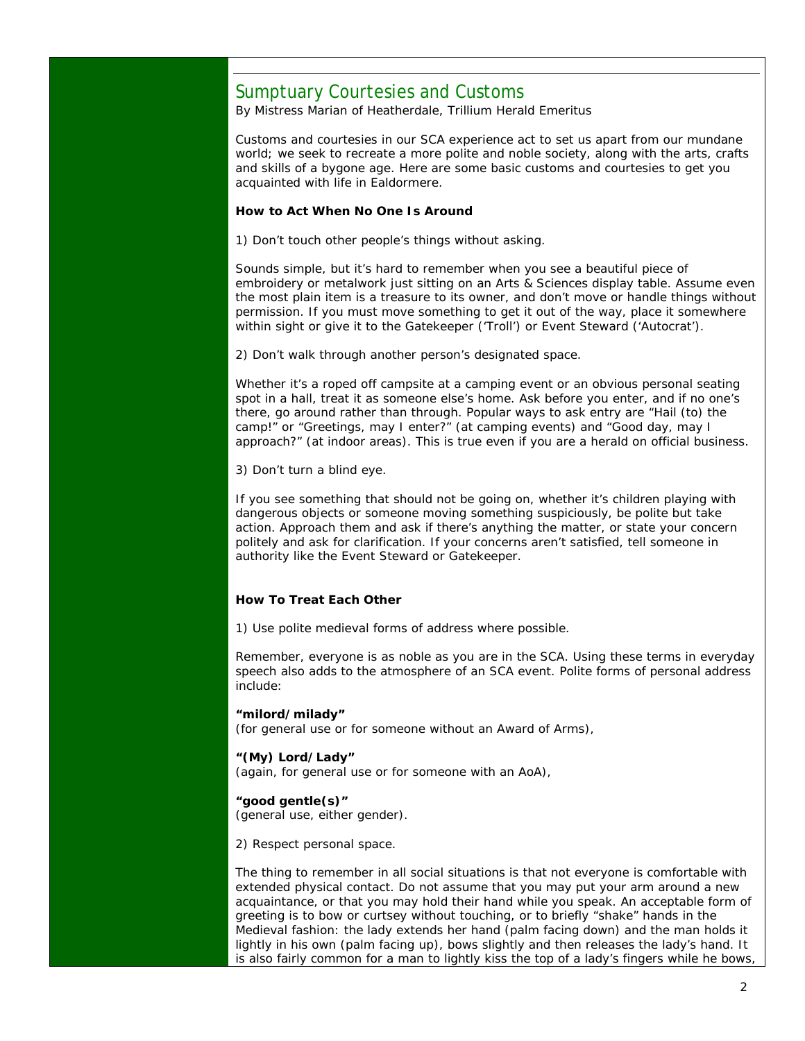## Sumptuary Courtesies and Customs

By Mistress Marian of Heatherdale, Trillium Herald Emeritus

Customs and courtesies in our SCA experience act to set us apart from our mundane world; we seek to recreate a more polite and noble society, along with the arts, crafts and skills of a bygone age. Here are some basic customs and courtesies to get you acquainted with life in Ealdormere.

### How to Act When No One Is Around

1) Don't touch other people's things without asking.

Sounds simple, but it's hard to remember when you see a beautiful piece of embroidery or metalwork just sitting on an Arts & Sciences display table. Assume even the most plain item is a treasure to its owner, and don't move or handle things without permission. If you must move something to get it out of the way, place it somewhere within sight or give it to the Gatekeeper ('Troll') or Event Steward ('Autocrat').

2) Don't walk through another person's designated space.

Whether it's a roped off campsite at a camping event or an obvious personal seating spot in a hall, treat it as someone else's home. Ask before you enter, and if no one's there, go around rather than through. Popular ways to ask entry are "Hail (to) the camp!" or "Greetings, may I enter?" (at camping events) and "Good day, may I approach?" (at indoor areas). This is true even if you are a herald on official business.

3) Don't turn a blind eye.

If you see something that should not be going on, whether it's children playing with dangerous objects or someone moving something suspiciously, be polite but take action. Approach them and ask if there's anything the matter, or state your concern politely and ask for clarification. If your concerns aren't satisfied, tell someone in authority like the Event Steward or Gatekeeper.

### How To Treat Each Other

1) Use polite medieval forms of address where possible.

Remember, everyone is as noble as you are in the SCA. Using these terms in everyday speech also adds to the atmosphere of an SCA event. Polite forms of personal address include:

**"milord/milady"**
(for general use or for someone without an Award of Arms),

**"(My) Lord/Lady"**
(again, for general use or for someone with an AoA),

**"good gentle(s)"**
(general use, either gender).

2) Respect personal space.

The thing to remember in all social situations is that not everyone is comfortable with extended physical contact. Do not assume that you may put your arm around a new acquaintance, or that you may hold their hand while you speak. An acceptable form of greeting is to bow or curtsey without touching, or to briefly "shake" hands in the Medieval fashion: the lady extends her hand (palm facing down) and the man holds it lightly in his own (palm facing up), bows slightly and then releases the lady's hand. It is also fairly common for a man to lightly kiss the top of a lady's fingers while he bows,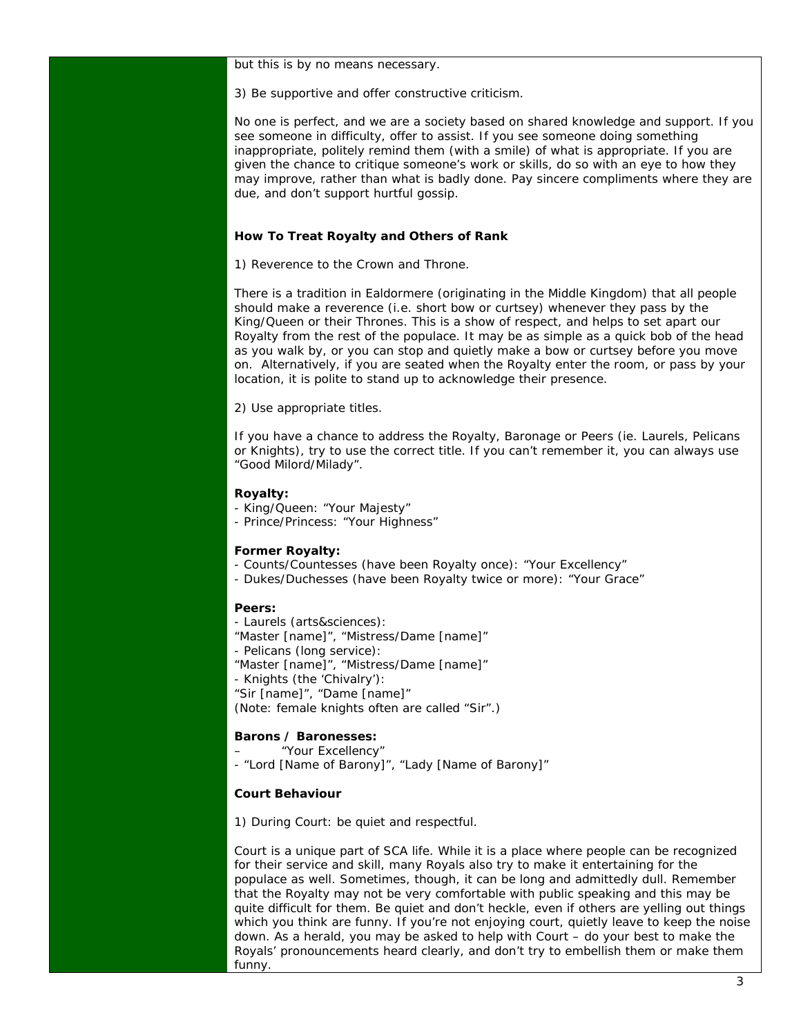but this is by no means necessary.

3) Be supportive and offer constructive criticism.

No one is perfect, and we are a society based on shared knowledge and support. If you see someone in difficulty, offer to assist. If you see someone doing something inappropriate, politely remind them (with a smile) of what is appropriate. If you are given the chance to critique someone's work or skills, do so with an eye to how they may improve, rather than what is badly done. Pay sincere compliments where they are due, and don't support hurtful gossip.

**How To Treat Royalty and Others of Rank**

1) Reverence to the Crown and Throne.

There is a tradition in Ealdormere (originating in the Middle Kingdom) that all people should make a reverence (i.e. short bow or curtsey) whenever they pass by the King/Queen or their Thrones. This is a show of respect, and helps to set apart our Royalty from the rest of the populace. It may be as simple as a quick bob of the head as you walk by, or you can stop and quietly make a bow or curtsey before you move on. Alternatively, if you are seated when the Royalty enter the room, or pass by your location, it is polite to stand up to acknowledge their presence.

2) Use appropriate titles.

If you have a chance to address the Royalty, Baronage or Peers (ie. Laurels, Pelicans or Knights), try to use the correct title. If you can't remember it, you can always use "Good Milord/Milady".

**Royalty:**
- King/Queen: "Your Majesty"
- Prince/Princess: "Your Highness"

**Former Royalty:**
- Counts/Countesses (have been Royalty once): "Your Excellency"
- Dukes/Duchesses (have been Royalty twice or more): "Your Grace"

**Peers:**
- Laurels (arts&sciences):
"Master [name]", "Mistress/Dame [name]"
- Pelicans (long service):
"Master [name]", "Mistress/Dame [name]"
- Knights (the 'Chivalry'):
"Sir [name]", "Dame [name]"
(Note: female knights often are called "Sir".)

**Barons / Baronesses:**
- "Your Excellency"
- "Lord [Name of Barony]", "Lady [Name of Barony]"

**Court Behaviour**

1) During Court: be quiet and respectful.

Court is a unique part of SCA life. While it is a place where people can be recognized for their service and skill, many Royals also try to make it entertaining for the populace as well. Sometimes, though, it can be long and admittedly dull. Remember that the Royalty may not be very comfortable with public speaking and this may be quite difficult for them. Be quiet and don't heckle, even if others are yelling out things which you think are funny. If you're not enjoying court, quietly leave to keep the noise down. As a herald, you may be asked to help with Court – do your best to make the Royals' pronouncements heard clearly, and don't try to embellish them or make them funny.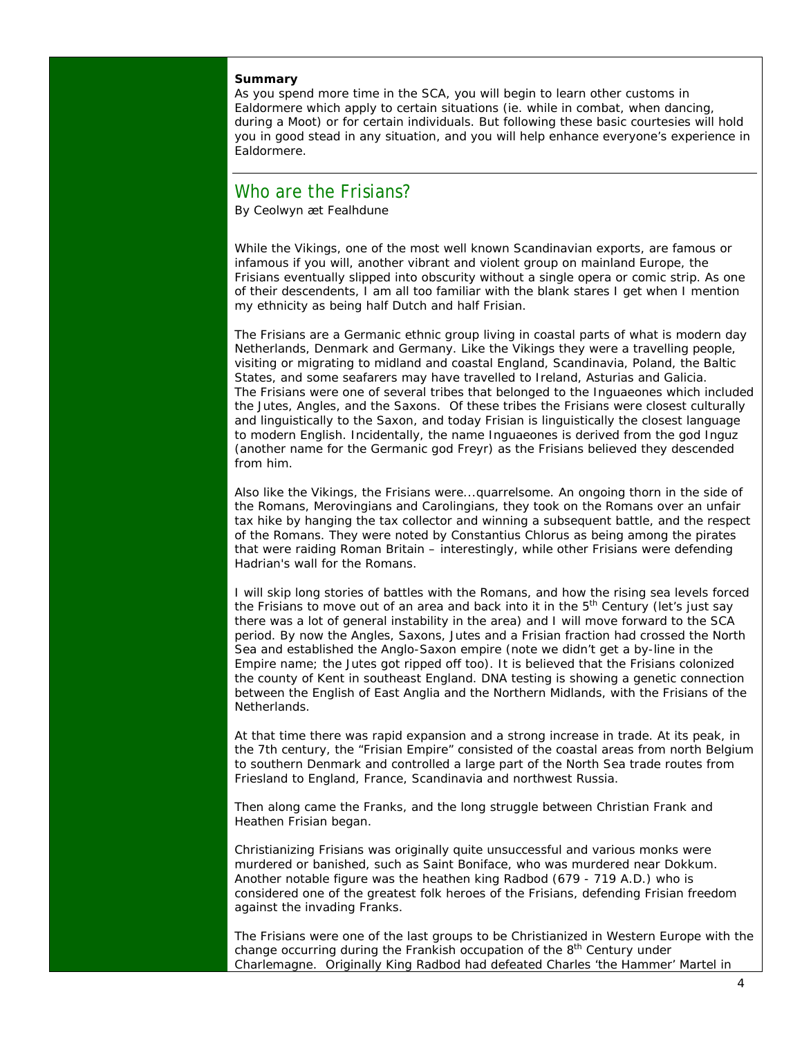**Summary**

As you spend more time in the SCA, you will begin to learn other customs in Ealdormere which apply to certain situations (ie. while in combat, when dancing, during a Moot) or for certain individuals. But following these basic courtesies will hold you in good stead in any situation, and you will help enhance everyone's experience in Ealdormere.

---

## Who are the Frisians?

By Ceolwyn æt Fealhdune

While the Vikings, one of the most well known Scandinavian exports, are famous or infamous if you will, another vibrant and violent group on mainland Europe, the Frisians eventually slipped into obscurity without a single opera or comic strip. As one of their descendents, I am all too familiar with the blank stares I get when I mention my ethnicity as being half Dutch and half Frisian.

The Frisians are a Germanic ethnic group living in coastal parts of what is modern day Netherlands, Denmark and Germany. Like the Vikings they were a travelling people, visiting or migrating to midland and coastal England, Scandinavia, Poland, the Baltic States, and some seafarers may have travelled to Ireland, Asturias and Galicia. The Frisians were one of several tribes that belonged to the Inguaeones which included the Jutes, Angles, and the Saxons. Of these tribes the Frisians were closest culturally and linguistically to the Saxon, and today Frisian is linguistically the closest language to modern English. Incidentally, the name Inguaeones is derived from the god Inguz (another name for the Germanic god Freyr) as the Frisians believed they descended from him.

Also like the Vikings, the Frisians were...quarrelsome. An ongoing thorn in the side of the Romans, Merovingians and Carolingians, they took on the Romans over an unfair tax hike by hanging the tax collector and winning a subsequent battle, and the respect of the Romans. They were noted by Constantius Chlorus as being among the pirates that were raiding Roman Britain – interestingly, while other Frisians were defending Hadrian's wall for the Romans.

I will skip long stories of battles with the Romans, and how the rising sea levels forced the Frisians to move out of an area and back into it in the 5th Century (let's just say there was a lot of general instability in the area) and I will move forward to the SCA period. By now the Angles, Saxons, Jutes and a Frisian fraction had crossed the North Sea and established the Anglo-Saxon empire (note we didn't get a by-line in the Empire name; the Jutes got ripped off too). It is believed that the Frisians colonized the county of Kent in southeast England. DNA testing is showing a genetic connection between the English of East Anglia and the Northern Midlands, with the Frisians of the Netherlands.

At that time there was rapid expansion and a strong increase in trade. At its peak, in the 7th century, the "Frisian Empire" consisted of the coastal areas from north Belgium to southern Denmark and controlled a large part of the North Sea trade routes from Friesland to England, France, Scandinavia and northwest Russia.

Then along came the Franks, and the long struggle between Christian Frank and Heathen Frisian began.

Christianizing Frisians was originally quite unsuccessful and various monks were murdered or banished, such as Saint Boniface, who was murdered near Dokkum. Another notable figure was the heathen king Radbod (679 - 719 A.D.) who is considered one of the greatest folk heroes of the Frisians, defending Frisian freedom against the invading Franks.

The Frisians were one of the last groups to be Christianized in Western Europe with the change occurring during the Frankish occupation of the 8th Century under Charlemagne. Originally King Radbod had defeated Charles 'the Hammer' Martel in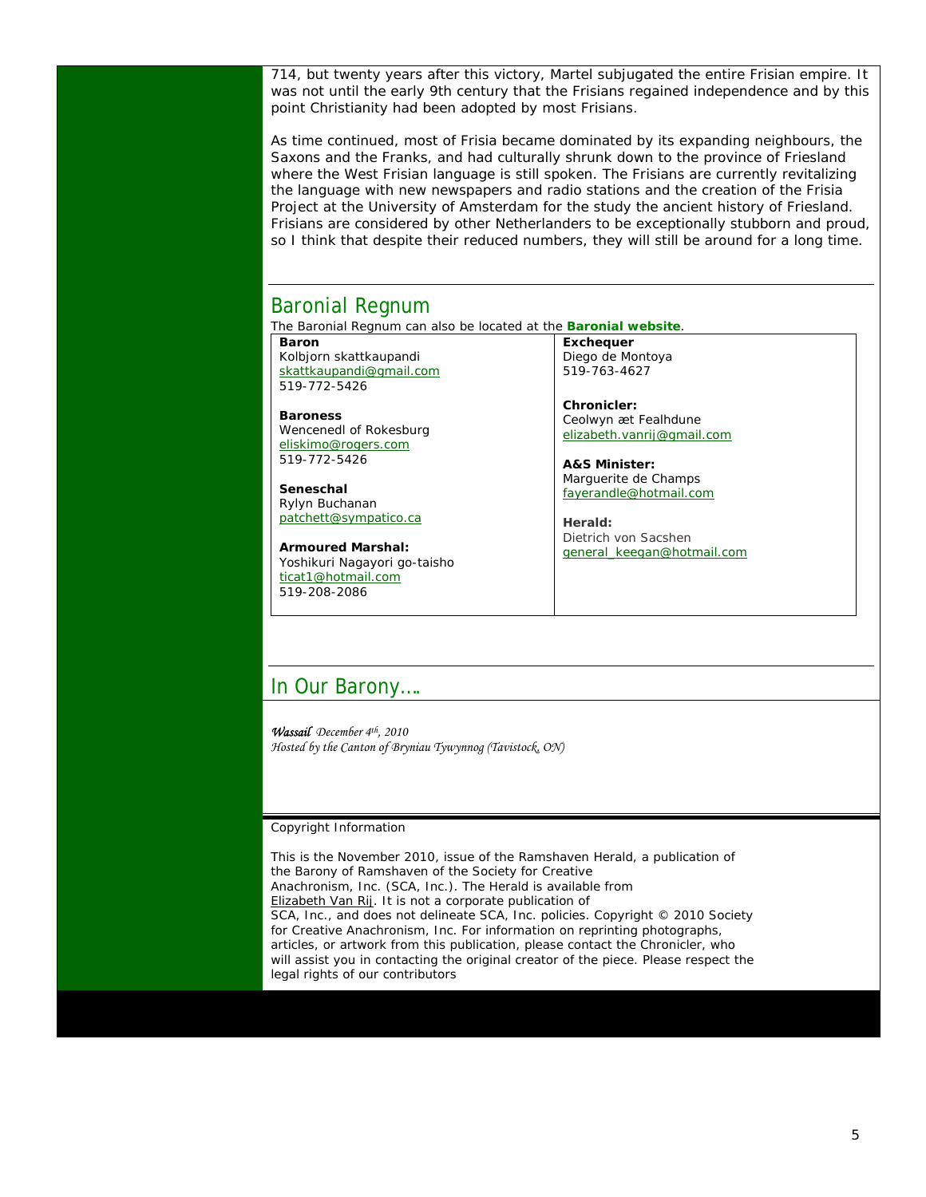714, but twenty years after this victory, Martel subjugated the entire Frisian empire. It was not until the early 9th century that the Frisians regained independence and by this point Christianity had been adopted by most Frisians.

As time continued, most of Frisia became dominated by its expanding neighbours, the Saxons and the Franks, and had culturally shrunk down to the province of Friesland where the West Frisian language is still spoken. The Frisians are currently revitalizing the language with new newspapers and radio stations and the creation of the Frisia Project at the University of Amsterdam for the study the ancient history of Friesland. Frisians are considered by other Netherlanders to be exceptionally stubborn and proud, so I think that despite their reduced numbers, they will still be around for a long time.

## Baronial Regnum

The Baronial Regnum can also be located at the **Baronial website**.

**Baron**
Kolbjorn skattkaupandi
skattkaupandi@gmail.com
519-772-5426

**Baroness**
Wencenedl of Rokesburg
eliskimo@rogers.com
519-772-5426

**Seneschal**
Rylyn Buchanan
patchett@sympatico.ca

**Armoured Marshal:**
Yoshikuri Nagayori go-taisho
ticat1@hotmail.com
519-208-2086

**Exchequer**
Diego de Montoya
519-763-4627

**Chronicler:**
Ceolwyn æt Fealhdune
elizabeth.vanrij@gmail.com

**A&S Minister:**
Marguerite de Champs
fayerandle@hotmail.com

**Herald:**
Dietrich von Sacshen
general_keegan@hotmail.com

## In Our Barony….

***Wassail*** *December 4th, 2010*
*Hosted by the Canton of Bryniau Tywynnog (Tavistock, ON)*

Copyright Information

This is the November 2010, issue of the Ramshaven Herald, a publication of the Barony of Ramshaven of the Society for Creative Anachronism, Inc. (SCA, Inc.). The Herald is available from Elizabeth Van Rij. It is not a corporate publication of SCA, Inc., and does not delineate SCA, Inc. policies. Copyright © 2010 Society for Creative Anachronism, Inc. For information on reprinting photographs, articles, or artwork from this publication, please contact the Chronicler, who will assist you in contacting the original creator of the piece. Please respect the legal rights of our contributors